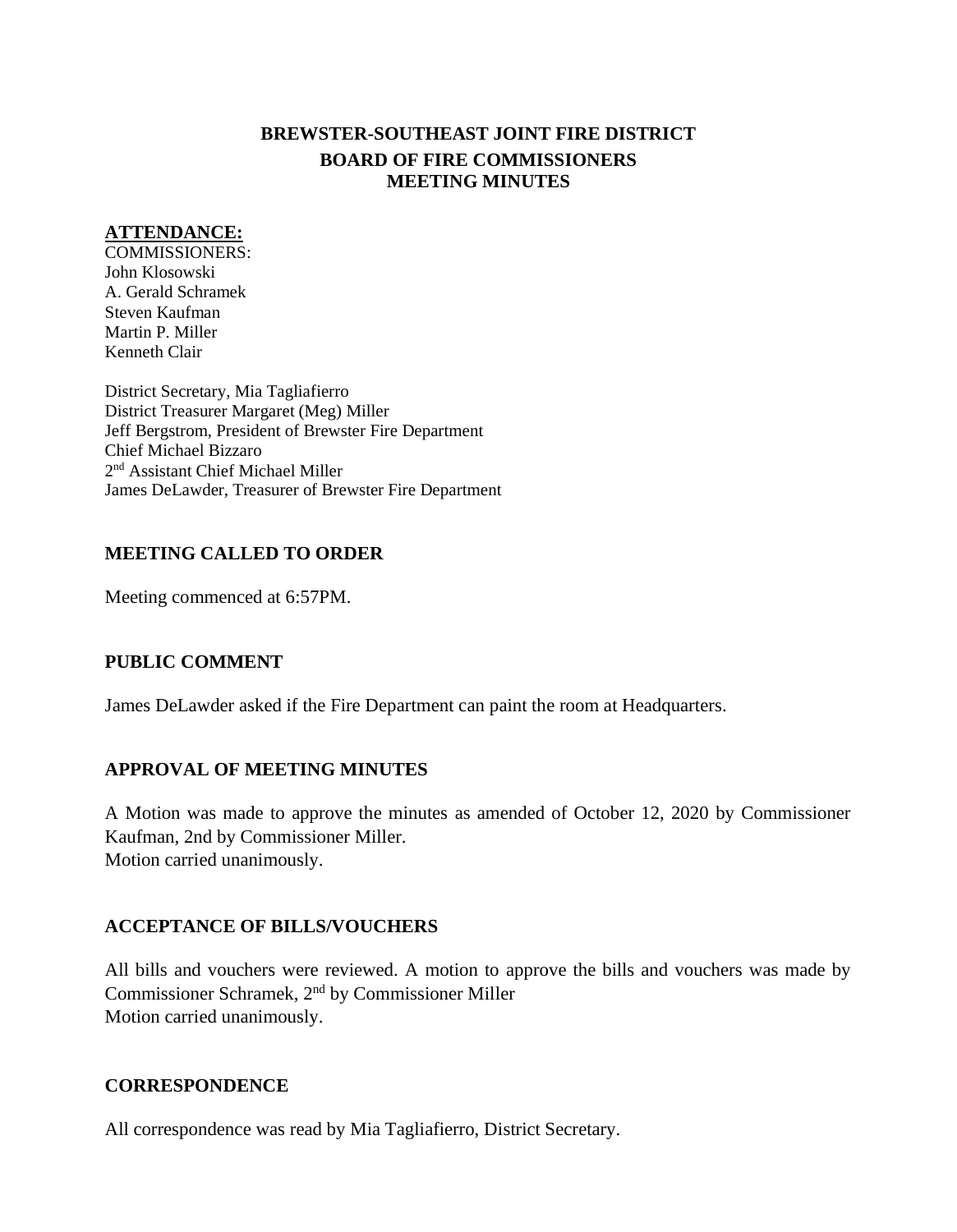# BREWSTER-SOUTHEAST JOINT FIRE DISTRICT
## BOARD OF FIRE COMMISSIONERS
## MEETING MINUTES

**ATTENDANCE:**

COMMISSIONERS:
John Klosowski
A. Gerald Schramek
Steven Kaufman
Martin P. Miller
Kenneth Clair

District Secretary, Mia Tagliafierro
District Treasurer Margaret (Meg) Miller
Jeff Bergstrom, President of Brewster Fire Department
Chief Michael Bizzaro
2nd Assistant Chief Michael Miller
James DeLawder, Treasurer of Brewster Fire Department

### MEETING CALLED TO ORDER

Meeting commenced at 6:57PM.

### PUBLIC COMMENT

James DeLawder asked if the Fire Department can paint the room at Headquarters.

### APPROVAL OF MEETING MINUTES

A Motion was made to approve the minutes as amended of October 12, 2020 by Commissioner Kaufman, 2nd by Commissioner Miller.
Motion carried unanimously.

### ACCEPTANCE OF BILLS/VOUCHERS

All bills and vouchers were reviewed. A motion to approve the bills and vouchers was made by Commissioner Schramek, 2nd by Commissioner Miller
Motion carried unanimously.

### CORRESPONDENCE

All correspondence was read by Mia Tagliafierro, District Secretary.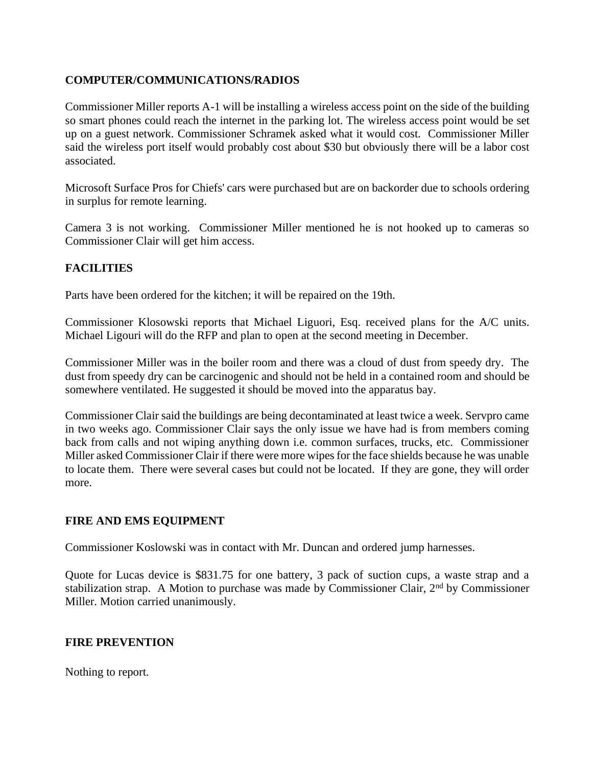## COMPUTER/COMMUNICATIONS/RADIOS

Commissioner Miller reports A-1 will be installing a wireless access point on the side of the building so smart phones could reach the internet in the parking lot. The wireless access point would be set up on a guest network. Commissioner Schramek asked what it would cost. Commissioner Miller said the wireless port itself would probably cost about $30 but obviously there will be a labor cost associated.

Microsoft Surface Pros for Chiefs' cars were purchased but are on backorder due to schools ordering in surplus for remote learning.

Camera 3 is not working. Commissioner Miller mentioned he is not hooked up to cameras so Commissioner Clair will get him access.

## FACILITIES

Parts have been ordered for the kitchen; it will be repaired on the 19th.

Commissioner Klosowski reports that Michael Liguori, Esq. received plans for the A/C units. Michael Ligouri will do the RFP and plan to open at the second meeting in December.

Commissioner Miller was in the boiler room and there was a cloud of dust from speedy dry. The dust from speedy dry can be carcinogenic and should not be held in a contained room and should be somewhere ventilated. He suggested it should be moved into the apparatus bay.

Commissioner Clair said the buildings are being decontaminated at least twice a week. Servpro came in two weeks ago. Commissioner Clair says the only issue we have had is from members coming back from calls and not wiping anything down i.e. common surfaces, trucks, etc. Commissioner Miller asked Commissioner Clair if there were more wipes for the face shields because he was unable to locate them. There were several cases but could not be located. If they are gone, they will order more.

## FIRE AND EMS EQUIPMENT

Commissioner Koslowski was in contact with Mr. Duncan and ordered jump harnesses.

Quote for Lucas device is $831.75 for one battery, 3 pack of suction cups, a waste strap and a stabilization strap. A Motion to purchase was made by Commissioner Clair, 2nd by Commissioner Miller. Motion carried unanimously.

## FIRE PREVENTION

Nothing to report.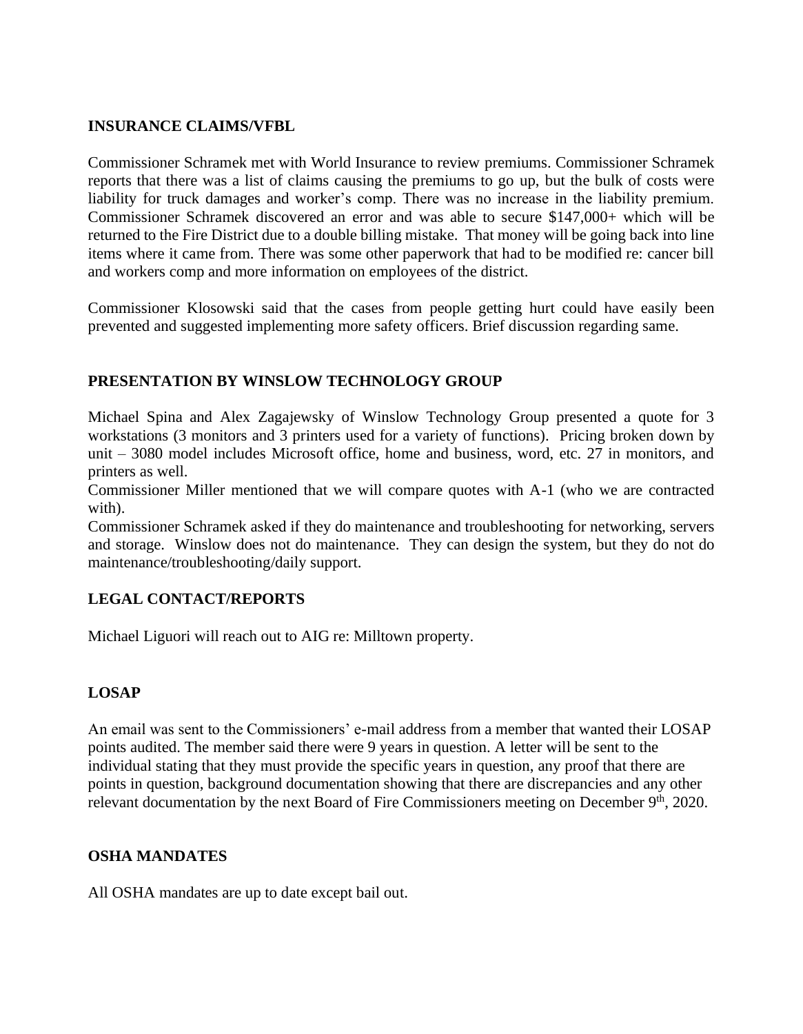**INSURANCE CLAIMS/VFBL**

Commissioner Schramek met with World Insurance to review premiums. Commissioner Schramek reports that there was a list of claims causing the premiums to go up, but the bulk of costs were liability for truck damages and worker's comp. There was no increase in the liability premium. Commissioner Schramek discovered an error and was able to secure $147,000+ which will be returned to the Fire District due to a double billing mistake. That money will be going back into line items where it came from. There was some other paperwork that had to be modified re: cancer bill and workers comp and more information on employees of the district.

Commissioner Klosowski said that the cases from people getting hurt could have easily been prevented and suggested implementing more safety officers. Brief discussion regarding same.

**PRESENTATION BY WINSLOW TECHNOLOGY GROUP**

Michael Spina and Alex Zagajewsky of Winslow Technology Group presented a quote for 3 workstations (3 monitors and 3 printers used for a variety of functions). Pricing broken down by unit – 3080 model includes Microsoft office, home and business, word, etc. 27 in monitors, and printers as well.

Commissioner Miller mentioned that we will compare quotes with A-1 (who we are contracted with).

Commissioner Schramek asked if they do maintenance and troubleshooting for networking, servers and storage. Winslow does not do maintenance. They can design the system, but they do not do maintenance/troubleshooting/daily support.

**LEGAL CONTACT/REPORTS**

Michael Liguori will reach out to AIG re: Milltown property.

**LOSAP**

An email was sent to the Commissioners' e-mail address from a member that wanted their LOSAP points audited. The member said there were 9 years in question. A letter will be sent to the individual stating that they must provide the specific years in question, any proof that there are points in question, background documentation showing that there are discrepancies and any other relevant documentation by the next Board of Fire Commissioners meeting on December 9th, 2020.

**OSHA MANDATES**

All OSHA mandates are up to date except bail out.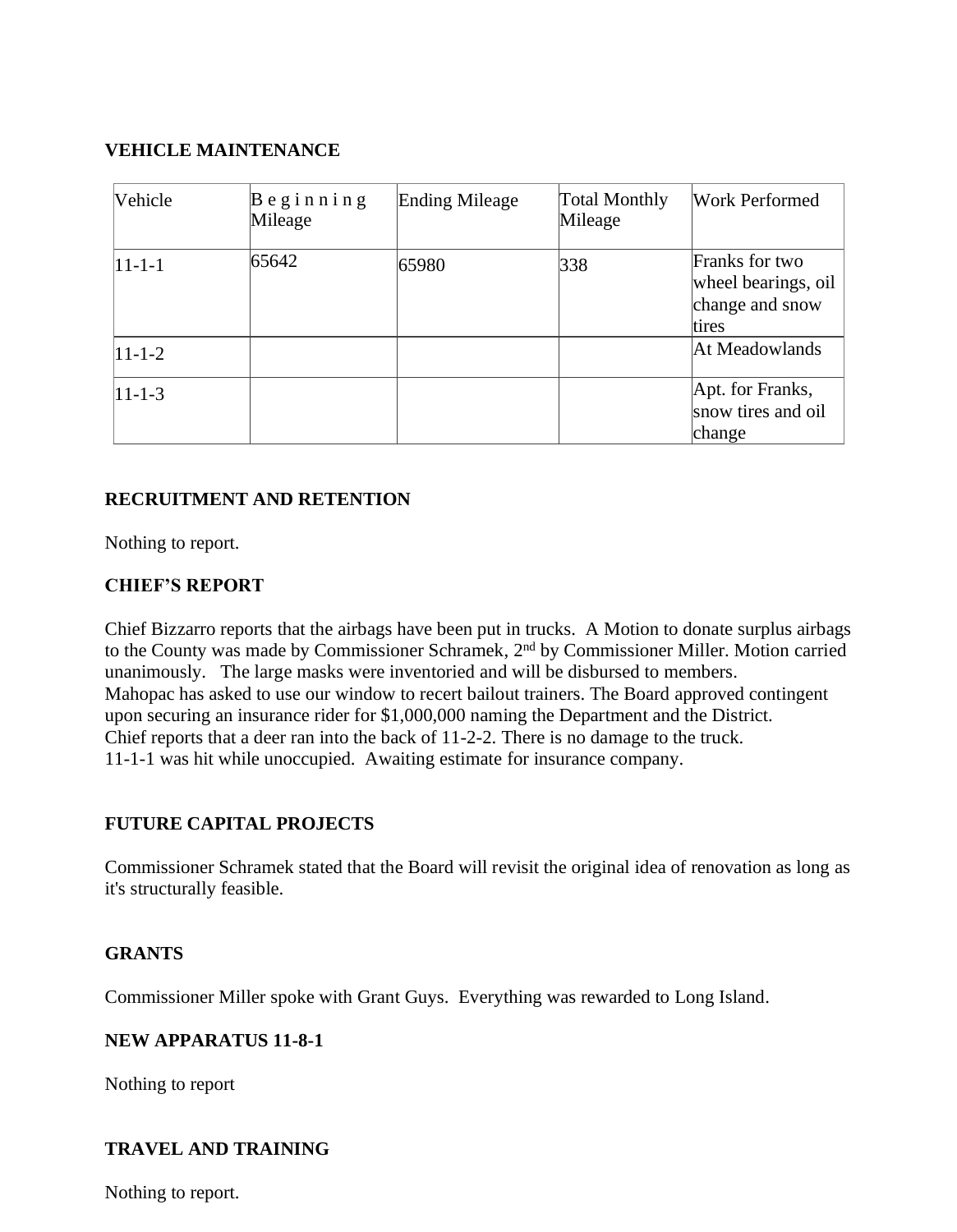## VEHICLE MAINTENANCE

| Vehicle | Beginning Mileage | Ending Mileage | Total Monthly Mileage | Work Performed |
|---|---|---|---|---|
| 11-1-1 | 65642 | 65980 | 338 | Franks for two wheel bearings, oil change and snow tires |
| 11-1-2 | | | | At Meadowlands |
| 11-1-3 | | | | Apt. for Franks, snow tires and oil change |

## RECRUITMENT AND RETENTION

Nothing to report.

## CHIEF'S REPORT

Chief Bizzarro reports that the airbags have been put in trucks. A Motion to donate surplus airbags to the County was made by Commissioner Schramek, 2nd by Commissioner Miller. Motion carried unanimously. The large masks were inventoried and will be disbursed to members.
Mahopac has asked to use our window to recert bailout trainers. The Board approved contingent upon securing an insurance rider for $1,000,000 naming the Department and the District.
Chief reports that a deer ran into the back of 11-2-2. There is no damage to the truck.
11-1-1 was hit while unoccupied. Awaiting estimate for insurance company.

## FUTURE CAPITAL PROJECTS

Commissioner Schramek stated that the Board will revisit the original idea of renovation as long as it's structurally feasible.

## GRANTS

Commissioner Miller spoke with Grant Guys. Everything was rewarded to Long Island.

## NEW APPARATUS 11-8-1

Nothing to report

## TRAVEL AND TRAINING

Nothing to report.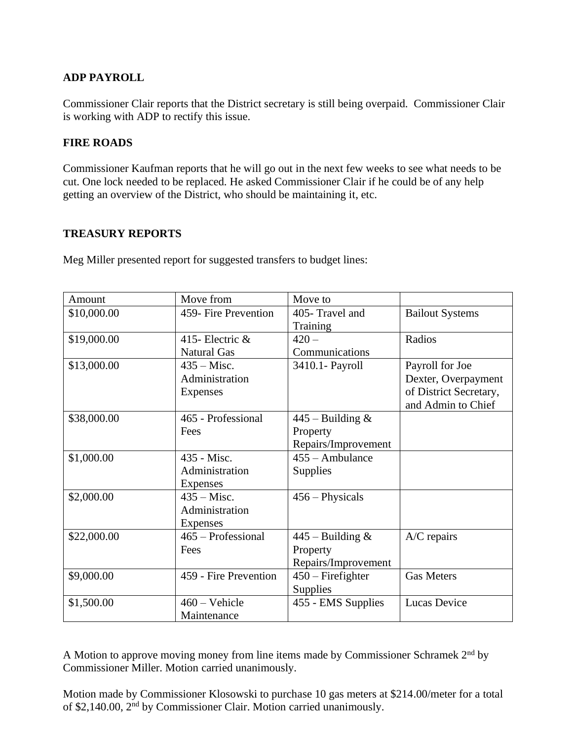**ADP PAYROLL**

Commissioner Clair reports that the District secretary is still being overpaid. Commissioner Clair is working with ADP to rectify this issue.

**FIRE ROADS**

Commissioner Kaufman reports that he will go out in the next few weeks to see what needs to be cut. One lock needed to be replaced. He asked Commissioner Clair if he could be of any help getting an overview of the District, who should be maintaining it, etc.

**TREASURY REPORTS**

Meg Miller presented report for suggested transfers to budget lines:

| Amount | Move from | Move to | |
|---|---|---|---|
| $10,000.00 | 459- Fire Prevention | 405- Travel and Training | Bailout Systems |
| $19,000.00 | 415- Electric & Natural Gas | 420 – Communications | Radios |
| $13,000.00 | 435 – Misc. Administration Expenses | 3410.1- Payroll | Payroll for Joe Dexter, Overpayment of District Secretary, and Admin to Chief |
| $38,000.00 | 465 - Professional Fees | 445 – Building & Property Repairs/Improvement | |
| $1,000.00 | 435 - Misc. Administration Expenses | 455 – Ambulance Supplies | |
| $2,000.00 | 435 – Misc. Administration Expenses | 456 – Physicals | |
| $22,000.00 | 465 – Professional Fees | 445 – Building & Property Repairs/Improvement | A/C repairs |
| $9,000.00 | 459 - Fire Prevention | 450 – Firefighter Supplies | Gas Meters |
| $1,500.00 | 460 – Vehicle Maintenance | 455 - EMS Supplies | Lucas Device |

A Motion to approve moving money from line items made by Commissioner Schramek 2nd by Commissioner Miller. Motion carried unanimously.

Motion made by Commissioner Klosowski to purchase 10 gas meters at $214.00/meter for a total of $2,140.00, 2nd by Commissioner Clair. Motion carried unanimously.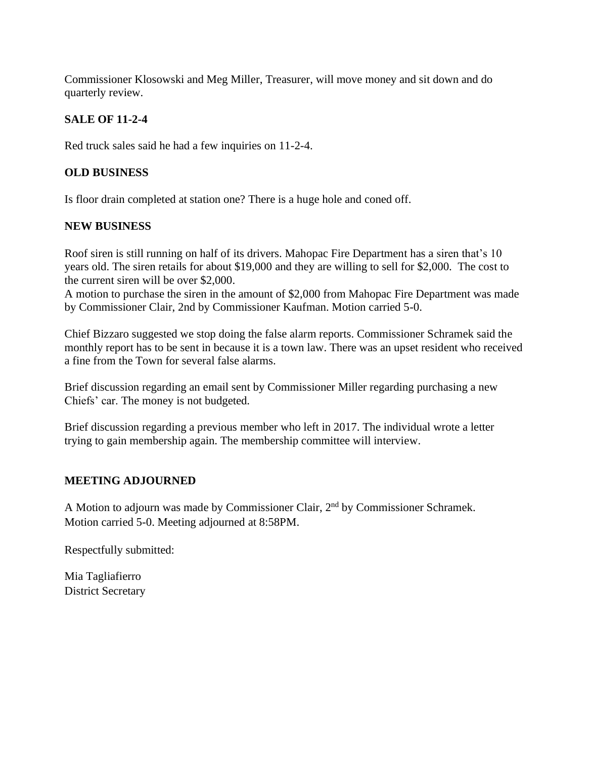Commissioner Klosowski and Meg Miller, Treasurer, will move money and sit down and do quarterly review.

**SALE OF 11-2-4**

Red truck sales said he had a few inquiries on 11-2-4.

**OLD BUSINESS**

Is floor drain completed at station one? There is a huge hole and coned off.

**NEW BUSINESS**

Roof siren is still running on half of its drivers. Mahopac Fire Department has a siren that's 10 years old. The siren retails for about $19,000 and they are willing to sell for $2,000. The cost to the current siren will be over $2,000.
A motion to purchase the siren in the amount of $2,000 from Mahopac Fire Department was made by Commissioner Clair, 2nd by Commissioner Kaufman. Motion carried 5-0.

Chief Bizzaro suggested we stop doing the false alarm reports. Commissioner Schramek said the monthly report has to be sent in because it is a town law. There was an upset resident who received a fine from the Town for several false alarms.

Brief discussion regarding an email sent by Commissioner Miller regarding purchasing a new Chiefs' car. The money is not budgeted.

Brief discussion regarding a previous member who left in 2017. The individual wrote a letter trying to gain membership again. The membership committee will interview.

**MEETING ADJOURNED**

A Motion to adjourn was made by Commissioner Clair, 2nd by Commissioner Schramek. Motion carried 5-0. Meeting adjourned at 8:58PM.

Respectfully submitted:

Mia Tagliafierro
District Secretary